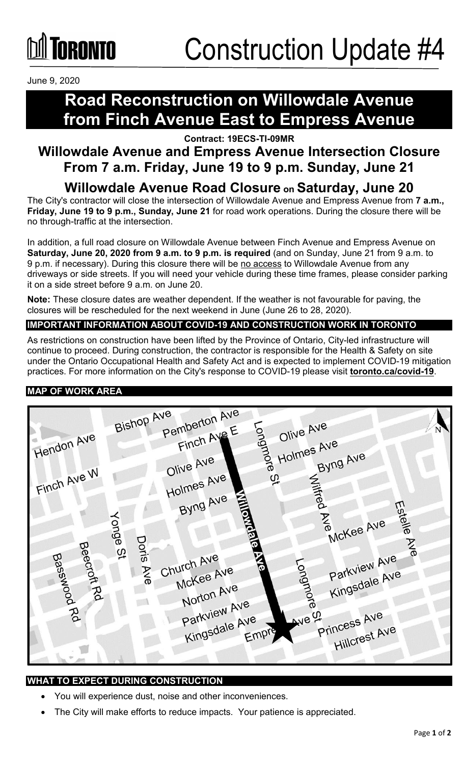# Toronto Construction Update #4

June 9, 2020

# Road Reconstruction on Willowdale Avenue from Finch Avenue East to Empress Avenue

**Contract: 19ECS-TI-09MR**

## Willowdale Avenue and Empress Avenue Intersection Closure From 7 a.m. Friday, June 19 to 9 p.m. Sunday, June 21

## Willowdale Avenue Road Closure on Saturday, June 20

The City's contractor will close the intersection of Willowdale Avenue and Empress Avenue from **7 a.m., Friday, June 19 to 9 p.m., Sunday, June 21** for road work operations. During the closure there will be no through-traffic at the intersection.

In addition, a full road closure on Willowdale Avenue between Finch Avenue and Empress Avenue on **Saturday, June 20, 2020 from 9 a.m. to 9 p.m. is required** (and on Sunday, June 21 from 9 a.m. to 9 p.m. if necessary). During this closure there will be no access to Willowdale Avenue from any driveways or side streets. If you will need your vehicle during these time frames, please consider parking it on a side street before 9 a.m. on June 20.

**Note:** These closure dates are weather dependent. If the weather is not favourable for paving, the closures will be rescheduled for the next weekend in June (June 26 to 28, 2020).

### IMPORTANT INFORMATION ABOUT COVID-19 AND CONSTRUCTION WORK IN TORONTO

As restrictions on construction have been lifted by the Province of Ontario, City-led infrastructure will continue to proceed. During construction, the contractor is responsible for the Health & Safety on site under the Ontario Occupational Health and Safety Act and is expected to implement COVID-19 mitigation practices. For more information on the City's response to COVID-19 please visit **toronto.ca/covid-19**.

### MAP OF WORK AREA

Bishop Ave, Pemberton Ave, Finch Ave E, Longmore St, Olive Ave, Holmes Ave, Byng Ave, Hendon Ave, Finch Ave W, Wilfred Ave, Estelle Ave, McKee Ave, Yonge St, Doris Ave, Beecroft Rd, Basswood Rd, Church Ave, Norton Ave, Parkview Ave, Kingsdale Ave, Willowdale Ave, Empress Ave, Princess Ave, Hillcrest Ave, N

### WHAT TO EXPECT DURING CONSTRUCTION

- You will experience dust, noise and other inconveniences.
- The City will make efforts to reduce impacts. Your patience is appreciated.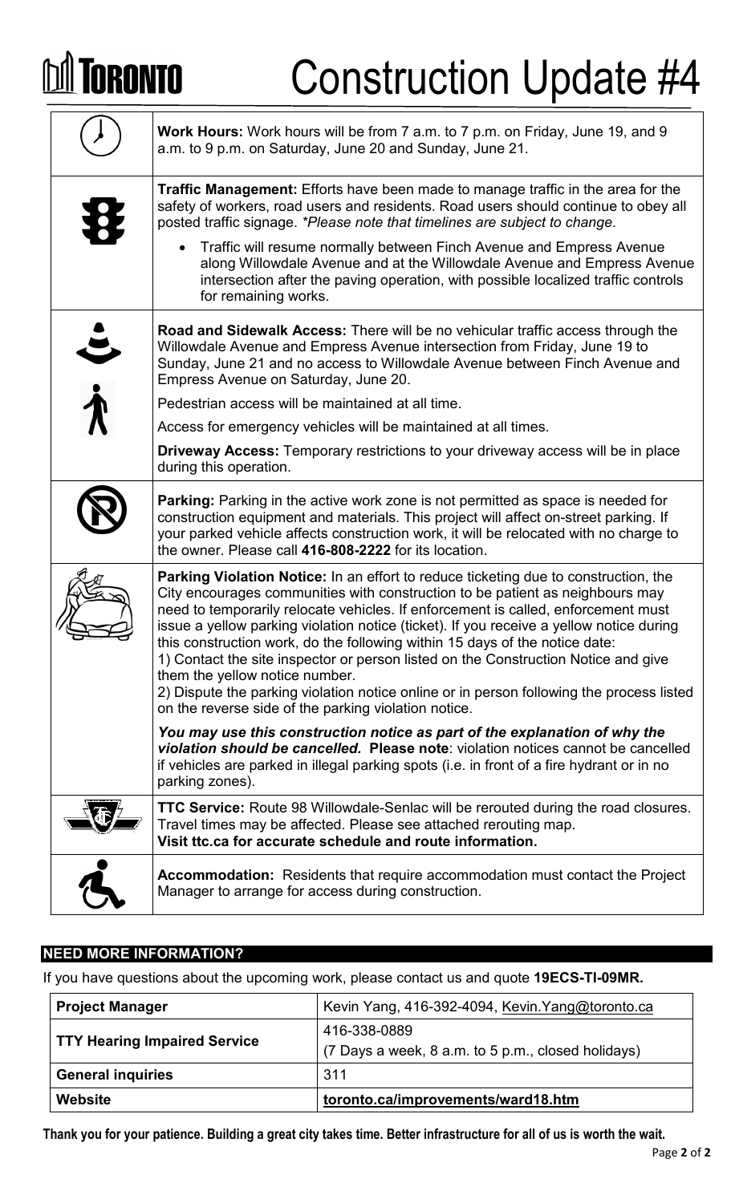# TORONTO Construction Update #4

**Work Hours:** Work hours will be from 7 a.m. to 7 p.m. on Friday, June 19, and 9 a.m. to 9 p.m. on Saturday, June 20 and Sunday, June 21.

**Traffic Management:** Efforts have been made to manage traffic in the area for the safety of workers, road users and residents. Road users should continue to obey all posted traffic signage. *\*Please note that timelines are subject to change*.

- Traffic will resume normally between Finch Avenue and Empress Avenue along Willowdale Avenue and at the Willowdale Avenue and Empress Avenue intersection after the paving operation, with possible localized traffic controls for remaining works.

**Road and Sidewalk Access:** There will be no vehicular traffic access through the Willowdale Avenue and Empress Avenue intersection from Friday, June 19 to Sunday, June 21 and no access to Willowdale Avenue between Finch Avenue and Empress Avenue on Saturday, June 20.

Pedestrian access will be maintained at all time.

Access for emergency vehicles will be maintained at all times.

**Driveway Access:** Temporary restrictions to your driveway access will be in place during this operation.

**Parking:** Parking in the active work zone is not permitted as space is needed for construction equipment and materials. This project will affect on-street parking. If your parked vehicle affects construction work, it will be relocated with no charge to the owner. Please call **416-808-2222** for its location.

**Parking Violation Notice:** In an effort to reduce ticketing due to construction, the City encourages communities with construction to be patient as neighbours may need to temporarily relocate vehicles. If enforcement is called, enforcement must issue a yellow parking violation notice (ticket). If you receive a yellow notice during this construction work, do the following within 15 days of the notice date:
1) Contact the site inspector or person listed on the Construction Notice and give them the yellow notice number.
2) Dispute the parking violation notice online or in person following the process listed on the reverse side of the parking violation notice.

***You may use this construction notice as part of the explanation of why the violation should be cancelled.*** **Please note**: violation notices cannot be cancelled if vehicles are parked in illegal parking spots (i.e. in front of a fire hydrant or in no parking zones).

**TTC Service:** Route 98 Willowdale-Senlac will be rerouted during the road closures. Travel times may be affected. Please see attached rerouting map.
**Visit ttc.ca for accurate schedule and route information.**

**Accommodation:** Residents that require accommodation must contact the Project Manager to arrange for access during construction.

## NEED MORE INFORMATION?

If you have questions about the upcoming work, please contact us and quote **19ECS-TI-09MR.**

| | |
|---|---|
| **Project Manager** | Kevin Yang, 416-392-4094, Kevin.Yang@toronto.ca |
| **TTY Hearing Impaired Service** | 416-338-0889 (7 Days a week, 8 a.m. to 5 p.m., closed holidays) |
| **General inquiries** | 311 |
| **Website** | **toronto.ca/improvements/ward18.htm** |

**Thank you for your patience. Building a great city takes time. Better infrastructure for all of us is worth the wait.**